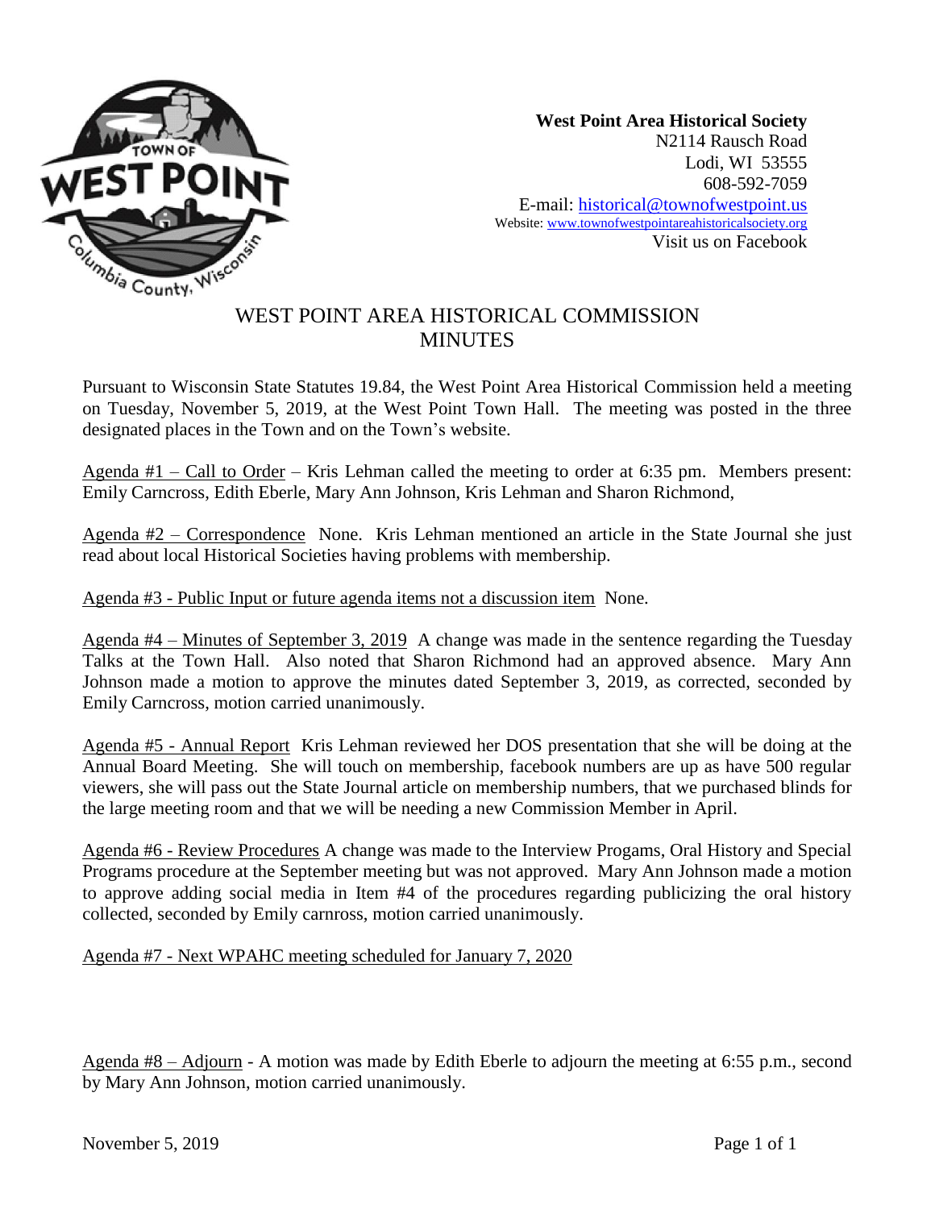**West Point Area Historical Society**
N2114 Rausch Road
Lodi, WI 53555
608-592-7059
E-mail: historical@townofwestpoint.us
Website: www.townofwestpointareahistoricalsociety.org
Visit us on Facebook

# WEST POINT AREA HISTORICAL COMMISSION MINUTES

Pursuant to Wisconsin State Statutes 19.84, the West Point Area Historical Commission held a meeting on Tuesday, November 5, 2019, at the West Point Town Hall. The meeting was posted in the three designated places in the Town and on the Town's website.

Agenda #1 – Call to Order – Kris Lehman called the meeting to order at 6:35 pm. Members present: Emily Carncross, Edith Eberle, Mary Ann Johnson, Kris Lehman and Sharon Richmond,

Agenda #2 – Correspondence None. Kris Lehman mentioned an article in the State Journal she just read about local Historical Societies having problems with membership.

Agenda #3 - Public Input or future agenda items not a discussion item None.

Agenda #4 – Minutes of September 3, 2019 A change was made in the sentence regarding the Tuesday Talks at the Town Hall. Also noted that Sharon Richmond had an approved absence. Mary Ann Johnson made a motion to approve the minutes dated September 3, 2019, as corrected, seconded by Emily Carncross, motion carried unanimously.

Agenda #5 - Annual Report Kris Lehman reviewed her DOS presentation that she will be doing at the Annual Board Meeting. She will touch on membership, facebook numbers are up as have 500 regular viewers, she will pass out the State Journal article on membership numbers, that we purchased blinds for the large meeting room and that we will be needing a new Commission Member in April.

Agenda #6 - Review Procedures A change was made to the Interview Progams, Oral History and Special Programs procedure at the September meeting but was not approved. Mary Ann Johnson made a motion to approve adding social media in Item #4 of the procedures regarding publicizing the oral history collected, seconded by Emily carnross, motion carried unanimously.

Agenda #7 - Next WPAHC meeting scheduled for January 7, 2020

Agenda #8 – Adjourn - A motion was made by Edith Eberle to adjourn the meeting at 6:55 p.m., second by Mary Ann Johnson, motion carried unanimously.

November 5, 2019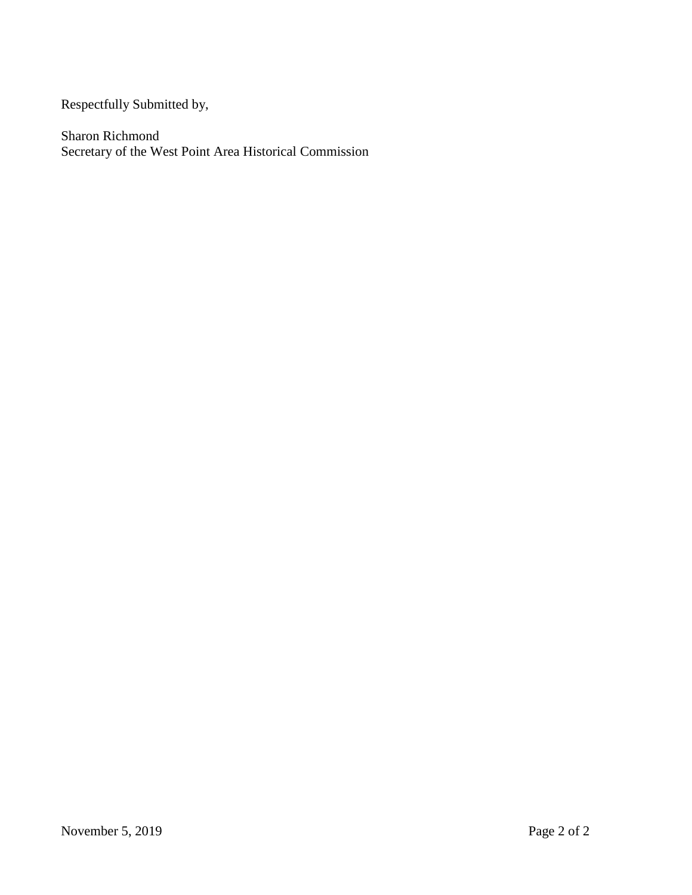Respectfully Submitted by,

Sharon Richmond
Secretary of the West Point Area Historical Commission